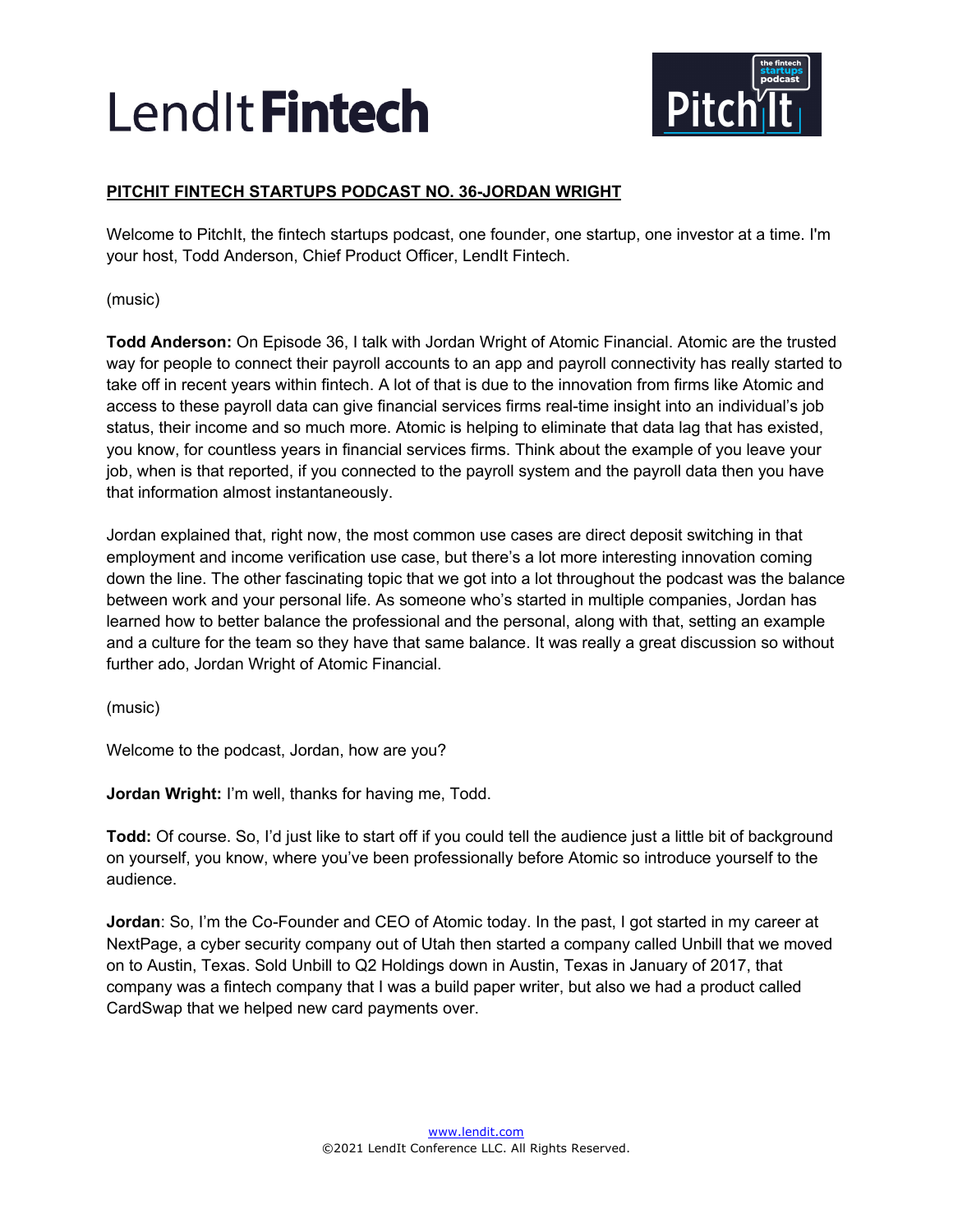**PITCHIT FINTECH STARTUPS PODCAST NO. 36-JORDAN WRIGHT**

Welcome to PitchIt, the fintech startups podcast, one founder, one startup, one investor at a time. I'm your host, Todd Anderson, Chief Product Officer, LendIt Fintech.

(music)

**Todd Anderson:** On Episode 36, I talk with Jordan Wright of Atomic Financial. Atomic are the trusted way for people to connect their payroll accounts to an app and payroll connectivity has really started to take off in recent years within fintech. A lot of that is due to the innovation from firms like Atomic and access to these payroll data can give financial services firms real-time insight into an individual's job status, their income and so much more. Atomic is helping to eliminate that data lag that has existed, you know, for countless years in financial services firms. Think about the example of you leave your job, when is that reported, if you connected to the payroll system and the payroll data then you have that information almost instantaneously.

Jordan explained that, right now, the most common use cases are direct deposit switching in that employment and income verification use case, but there's a lot more interesting innovation coming down the line. The other fascinating topic that we got into a lot throughout the podcast was the balance between work and your personal life. As someone who's started in multiple companies, Jordan has learned how to better balance the professional and the personal, along with that, setting an example and a culture for the team so they have that same balance. It was really a great discussion so without further ado, Jordan Wright of Atomic Financial.

(music)

Welcome to the podcast, Jordan, how are you?

**Jordan Wright:** I'm well, thanks for having me, Todd.

**Todd:** Of course. So, I'd just like to start off if you could tell the audience just a little bit of background on yourself, you know, where you've been professionally before Atomic so introduce yourself to the audience.

**Jordan**: So, I'm the Co-Founder and CEO of Atomic today. In the past, I got started in my career at NextPage, a cyber security company out of Utah then started a company called Unbill that we moved on to Austin, Texas. Sold Unbill to Q2 Holdings down in Austin, Texas in January of 2017, that company was a fintech company that I was a build paper writer, but also we had a product called CardSwap that we helped new card payments over.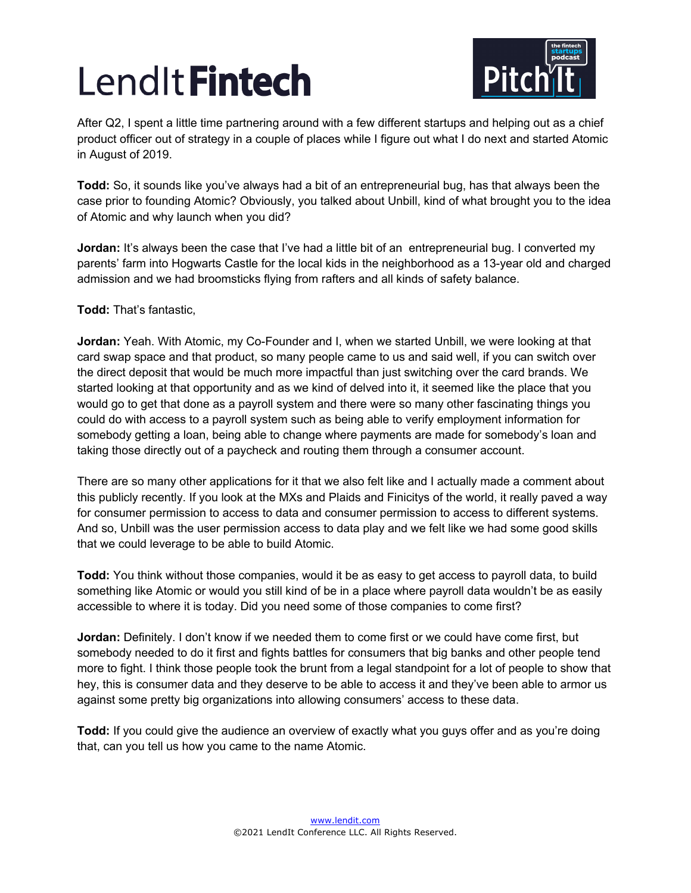After Q2, I spent a little time partnering around with a few different startups and helping out as a chief product officer out of strategy in a couple of places while I figure out what I do next and started Atomic in August of 2019.

**Todd:** So, it sounds like you've always had a bit of an entrepreneurial bug, has that always been the case prior to founding Atomic? Obviously, you talked about Unbill, kind of what brought you to the idea of Atomic and why launch when you did?

**Jordan:** It's always been the case that I've had a little bit of an entrepreneurial bug. I converted my parents' farm into Hogwarts Castle for the local kids in the neighborhood as a 13-year old and charged admission and we had broomsticks flying from rafters and all kinds of safety balance.

**Todd:** That's fantastic,

**Jordan:** Yeah. With Atomic, my Co-Founder and I, when we started Unbill, we were looking at that card swap space and that product, so many people came to us and said well, if you can switch over the direct deposit that would be much more impactful than just switching over the card brands. We started looking at that opportunity and as we kind of delved into it, it seemed like the place that you would go to get that done as a payroll system and there were so many other fascinating things you could do with access to a payroll system such as being able to verify employment information for somebody getting a loan, being able to change where payments are made for somebody's loan and taking those directly out of a paycheck and routing them through a consumer account.

There are so many other applications for it that we also felt like and I actually made a comment about this publicly recently. If you look at the MXs and Plaids and Finicitys of the world, it really paved a way for consumer permission to access to data and consumer permission to access to different systems. And so, Unbill was the user permission access to data play and we felt like we had some good skills that we could leverage to be able to build Atomic.

**Todd:** You think without those companies, would it be as easy to get access to payroll data, to build something like Atomic or would you still kind of be in a place where payroll data wouldn't be as easily accessible to where it is today. Did you need some of those companies to come first?

**Jordan:** Definitely. I don't know if we needed them to come first or we could have come first, but somebody needed to do it first and fights battles for consumers that big banks and other people tend more to fight. I think those people took the brunt from a legal standpoint for a lot of people to show that hey, this is consumer data and they deserve to be able to access it and they've been able to armor us against some pretty big organizations into allowing consumers' access to these data.

**Todd:** If you could give the audience an overview of exactly what you guys offer and as you're doing that, can you tell us how you came to the name Atomic.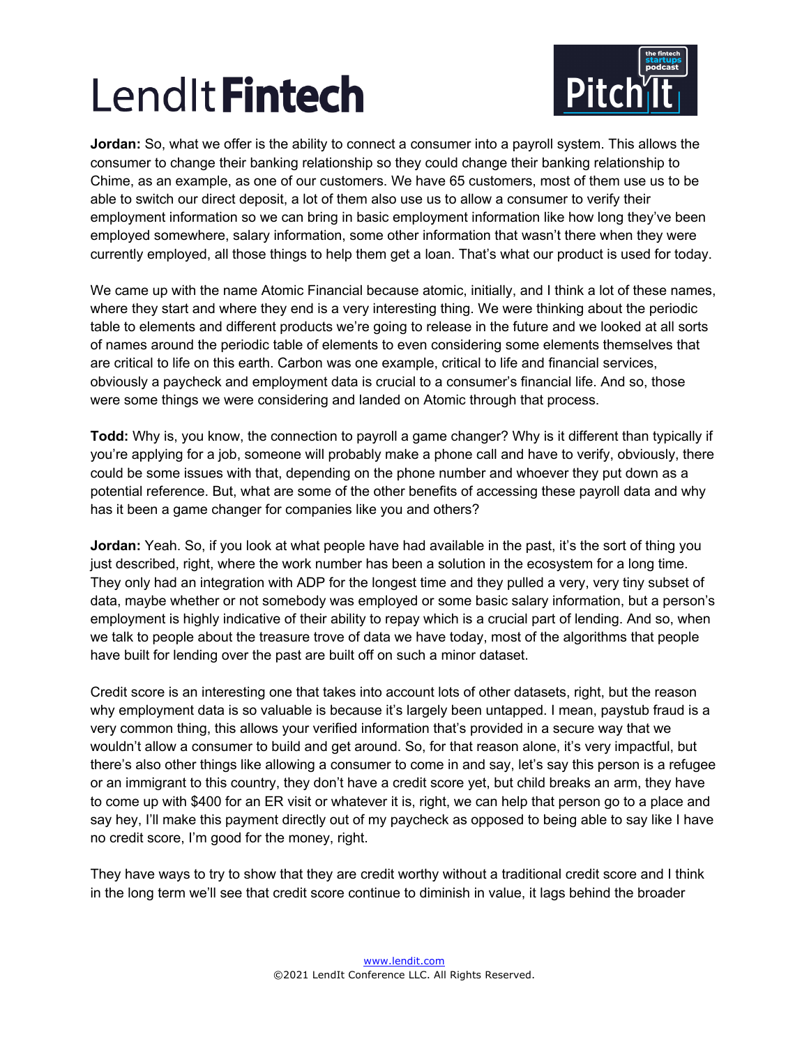**Jordan:** So, what we offer is the ability to connect a consumer into a payroll system. This allows the consumer to change their banking relationship so they could change their banking relationship to Chime, as an example, as one of our customers. We have 65 customers, most of them use us to be able to switch our direct deposit, a lot of them also use us to allow a consumer to verify their employment information so we can bring in basic employment information like how long they've been employed somewhere, salary information, some other information that wasn't there when they were currently employed, all those things to help them get a loan. That's what our product is used for today.

We came up with the name Atomic Financial because atomic, initially, and I think a lot of these names, where they start and where they end is a very interesting thing. We were thinking about the periodic table to elements and different products we're going to release in the future and we looked at all sorts of names around the periodic table of elements to even considering some elements themselves that are critical to life on this earth. Carbon was one example, critical to life and financial services, obviously a paycheck and employment data is crucial to a consumer's financial life. And so, those were some things we were considering and landed on Atomic through that process.

**Todd:** Why is, you know, the connection to payroll a game changer? Why is it different than typically if you're applying for a job, someone will probably make a phone call and have to verify, obviously, there could be some issues with that, depending on the phone number and whoever they put down as a potential reference. But, what are some of the other benefits of accessing these payroll data and why has it been a game changer for companies like you and others?

**Jordan:** Yeah. So, if you look at what people have had available in the past, it's the sort of thing you just described, right, where the work number has been a solution in the ecosystem for a long time. They only had an integration with ADP for the longest time and they pulled a very, very tiny subset of data, maybe whether or not somebody was employed or some basic salary information, but a person's employment is highly indicative of their ability to repay which is a crucial part of lending. And so, when we talk to people about the treasure trove of data we have today, most of the algorithms that people have built for lending over the past are built off on such a minor dataset.

Credit score is an interesting one that takes into account lots of other datasets, right, but the reason why employment data is so valuable is because it's largely been untapped. I mean, paystub fraud is a very common thing, this allows your verified information that's provided in a secure way that we wouldn't allow a consumer to build and get around. So, for that reason alone, it's very impactful, but there's also other things like allowing a consumer to come in and say, let's say this person is a refugee or an immigrant to this country, they don't have a credit score yet, but child breaks an arm, they have to come up with $400 for an ER visit or whatever it is, right, we can help that person go to a place and say hey, I'll make this payment directly out of my paycheck as opposed to being able to say like I have no credit score, I'm good for the money, right.

They have ways to try to show that they are credit worthy without a traditional credit score and I think in the long term we'll see that credit score continue to diminish in value, it lags behind the broader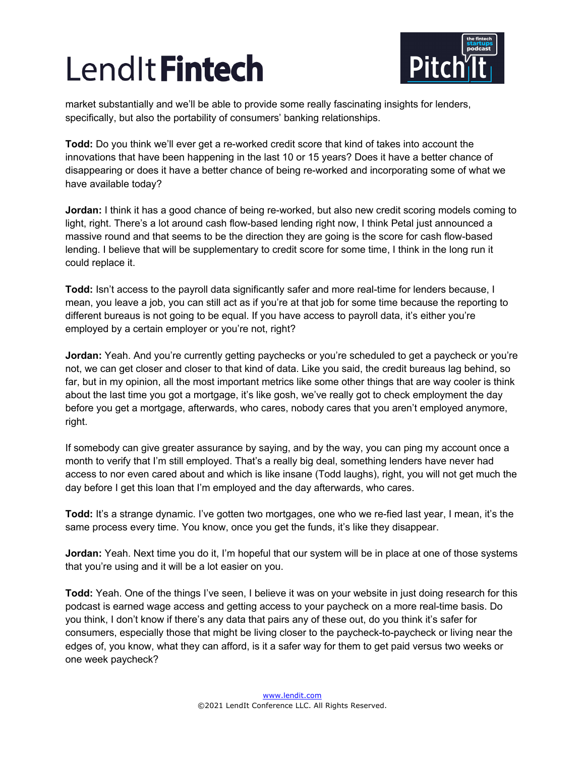market substantially and we'll be able to provide some really fascinating insights for lenders, specifically, but also the portability of consumers' banking relationships.

**Todd:** Do you think we'll ever get a re-worked credit score that kind of takes into account the innovations that have been happening in the last 10 or 15 years? Does it have a better chance of disappearing or does it have a better chance of being re-worked and incorporating some of what we have available today?

**Jordan:** I think it has a good chance of being re-worked, but also new credit scoring models coming to light, right. There's a lot around cash flow-based lending right now, I think Petal just announced a massive round and that seems to be the direction they are going is the score for cash flow-based lending. I believe that will be supplementary to credit score for some time, I think in the long run it could replace it.

**Todd:** Isn't access to the payroll data significantly safer and more real-time for lenders because, I mean, you leave a job, you can still act as if you're at that job for some time because the reporting to different bureaus is not going to be equal. If you have access to payroll data, it's either you're employed by a certain employer or you're not, right?

**Jordan:** Yeah. And you're currently getting paychecks or you're scheduled to get a paycheck or you're not, we can get closer and closer to that kind of data. Like you said, the credit bureaus lag behind, so far, but in my opinion, all the most important metrics like some other things that are way cooler is think about the last time you got a mortgage, it's like gosh, we've really got to check employment the day before you get a mortgage, afterwards, who cares, nobody cares that you aren't employed anymore, right.

If somebody can give greater assurance by saying, and by the way, you can ping my account once a month to verify that I'm still employed. That's a really big deal, something lenders have never had access to nor even cared about and which is like insane (Todd laughs), right, you will not get much the day before I get this loan that I'm employed and the day afterwards, who cares.

**Todd:** It's a strange dynamic. I've gotten two mortgages, one who we re-fied last year, I mean, it's the same process every time. You know, once you get the funds, it's like they disappear.

**Jordan:** Yeah. Next time you do it, I'm hopeful that our system will be in place at one of those systems that you're using and it will be a lot easier on you.

**Todd:** Yeah. One of the things I've seen, I believe it was on your website in just doing research for this podcast is earned wage access and getting access to your paycheck on a more real-time basis. Do you think, I don't know if there's any data that pairs any of these out, do you think it's safer for consumers, especially those that might be living closer to the paycheck-to-paycheck or living near the edges of, you know, what they can afford, is it a safer way for them to get paid versus two weeks or one week paycheck?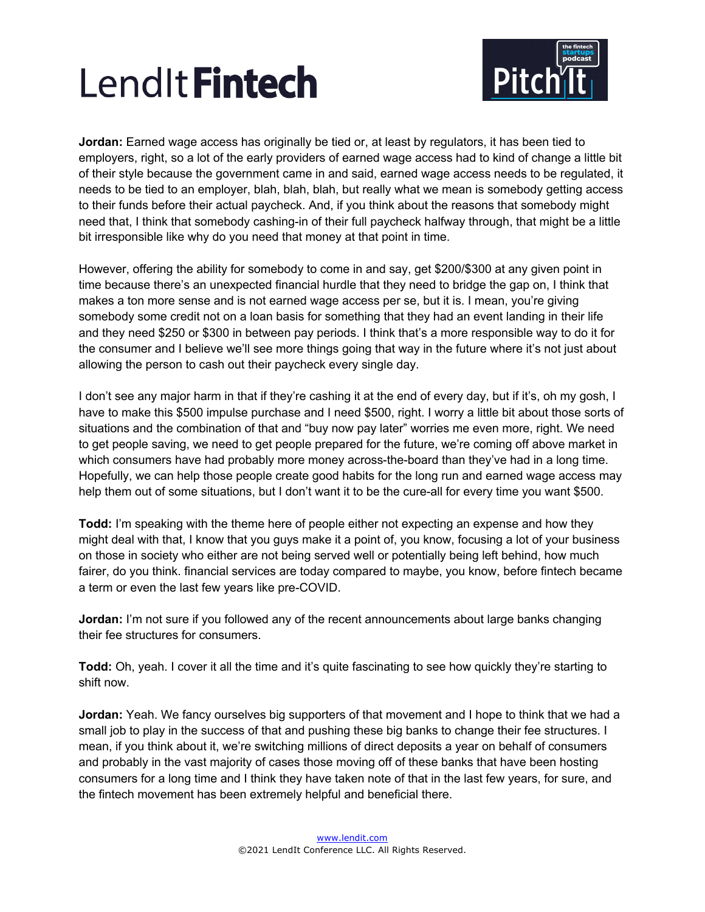**Jordan:** Earned wage access has originally be tied or, at least by regulators, it has been tied to employers, right, so a lot of the early providers of earned wage access had to kind of change a little bit of their style because the government came in and said, earned wage access needs to be regulated, it needs to be tied to an employer, blah, blah, blah, but really what we mean is somebody getting access to their funds before their actual paycheck. And, if you think about the reasons that somebody might need that, I think that somebody cashing-in of their full paycheck halfway through, that might be a little bit irresponsible like why do you need that money at that point in time.

However, offering the ability for somebody to come in and say, get $200/$300 at any given point in time because there's an unexpected financial hurdle that they need to bridge the gap on, I think that makes a ton more sense and is not earned wage access per se, but it is. I mean, you're giving somebody some credit not on a loan basis for something that they had an event landing in their life and they need $250 or $300 in between pay periods. I think that's a more responsible way to do it for the consumer and I believe we'll see more things going that way in the future where it's not just about allowing the person to cash out their paycheck every single day.

I don't see any major harm in that if they're cashing it at the end of every day, but if it's, oh my gosh, I have to make this $500 impulse purchase and I need $500, right. I worry a little bit about those sorts of situations and the combination of that and "buy now pay later" worries me even more, right. We need to get people saving, we need to get people prepared for the future, we're coming off above market in which consumers have had probably more money across-the-board than they've had in a long time. Hopefully, we can help those people create good habits for the long run and earned wage access may help them out of some situations, but I don't want it to be the cure-all for every time you want $500.

**Todd:** I'm speaking with the theme here of people either not expecting an expense and how they might deal with that, I know that you guys make it a point of, you know, focusing a lot of your business on those in society who either are not being served well or potentially being left behind, how much fairer, do you think. financial services are today compared to maybe, you know, before fintech became a term or even the last few years like pre-COVID.

**Jordan:** I'm not sure if you followed any of the recent announcements about large banks changing their fee structures for consumers.

**Todd:** Oh, yeah. I cover it all the time and it's quite fascinating to see how quickly they're starting to shift now.

**Jordan:** Yeah. We fancy ourselves big supporters of that movement and I hope to think that we had a small job to play in the success of that and pushing these big banks to change their fee structures. I mean, if you think about it, we're switching millions of direct deposits a year on behalf of consumers and probably in the vast majority of cases those moving off of these banks that have been hosting consumers for a long time and I think they have taken note of that in the last few years, for sure, and the fintech movement has been extremely helpful and beneficial there.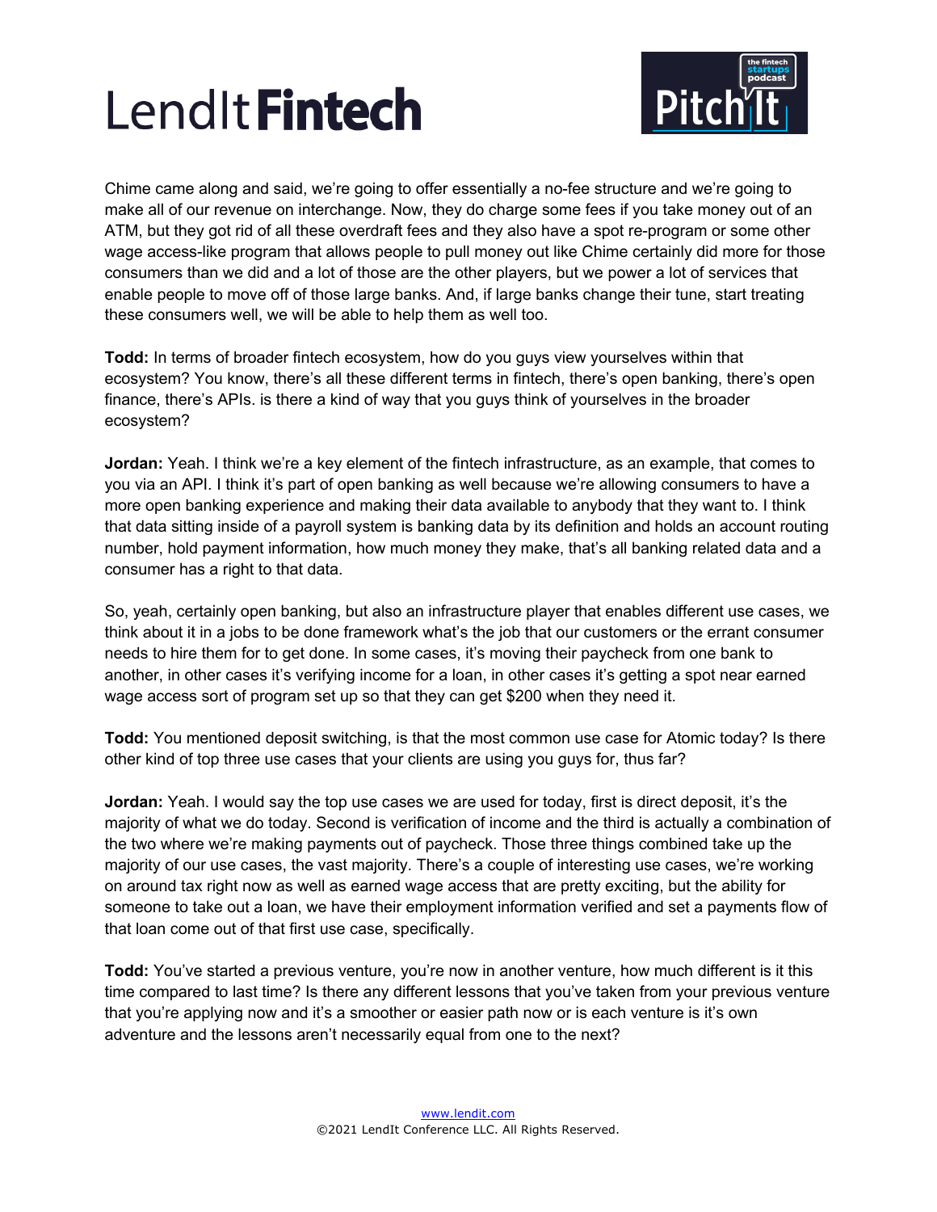Chime came along and said, we're going to offer essentially a no-fee structure and we're going to make all of our revenue on interchange. Now, they do charge some fees if you take money out of an ATM, but they got rid of all these overdraft fees and they also have a spot re-program or some other wage access-like program that allows people to pull money out like Chime certainly did more for those consumers than we did and a lot of those are the other players, but we power a lot of services that enable people to move off of those large banks. And, if large banks change their tune, start treating these consumers well, we will be able to help them as well too.

**Todd:** In terms of broader fintech ecosystem, how do you guys view yourselves within that ecosystem? You know, there's all these different terms in fintech, there's open banking, there's open finance, there's APIs. is there a kind of way that you guys think of yourselves in the broader ecosystem?

**Jordan:** Yeah. I think we're a key element of the fintech infrastructure, as an example, that comes to you via an API. I think it's part of open banking as well because we're allowing consumers to have a more open banking experience and making their data available to anybody that they want to. I think that data sitting inside of a payroll system is banking data by its definition and holds an account routing number, hold payment information, how much money they make, that's all banking related data and a consumer has a right to that data.

So, yeah, certainly open banking, but also an infrastructure player that enables different use cases, we think about it in a jobs to be done framework what's the job that our customers or the errant consumer needs to hire them for to get done. In some cases, it's moving their paycheck from one bank to another, in other cases it's verifying income for a loan, in other cases it's getting a spot near earned wage access sort of program set up so that they can get $200 when they need it.

**Todd:** You mentioned deposit switching, is that the most common use case for Atomic today? Is there other kind of top three use cases that your clients are using you guys for, thus far?

**Jordan:** Yeah. I would say the top use cases we are used for today, first is direct deposit, it's the majority of what we do today. Second is verification of income and the third is actually a combination of the two where we're making payments out of paycheck. Those three things combined take up the majority of our use cases, the vast majority. There's a couple of interesting use cases, we're working on around tax right now as well as earned wage access that are pretty exciting, but the ability for someone to take out a loan, we have their employment information verified and set a payments flow of that loan come out of that first use case, specifically.

**Todd:** You've started a previous venture, you're now in another venture, how much different is it this time compared to last time? Is there any different lessons that you've taken from your previous venture that you're applying now and it's a smoother or easier path now or is each venture is it's own adventure and the lessons aren't necessarily equal from one to the next?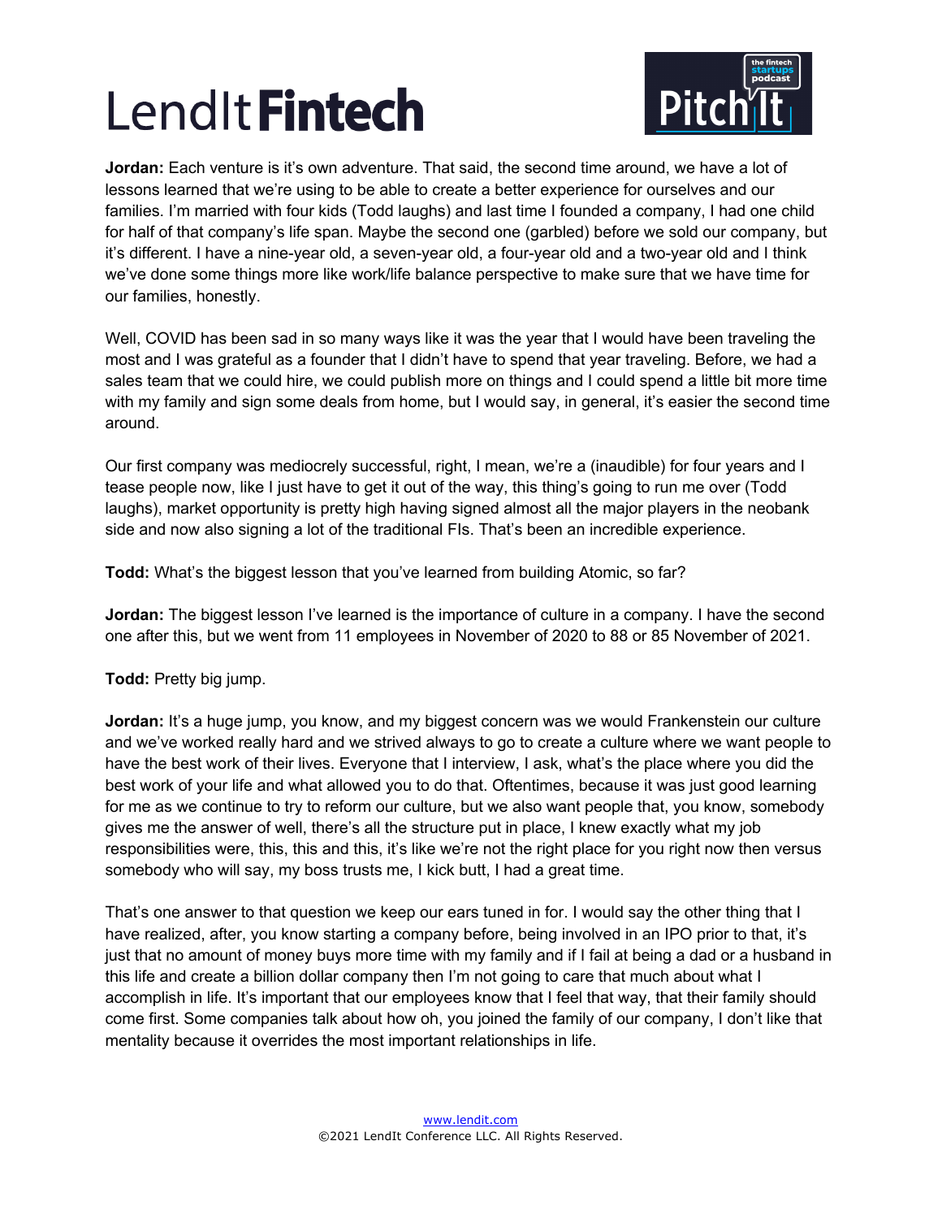**Jordan:** Each venture is it's own adventure. That said, the second time around, we have a lot of lessons learned that we're using to be able to create a better experience for ourselves and our families. I'm married with four kids (Todd laughs) and last time I founded a company, I had one child for half of that company's life span. Maybe the second one (garbled) before we sold our company, but it's different. I have a nine-year old, a seven-year old, a four-year old and a two-year old and I think we've done some things more like work/life balance perspective to make sure that we have time for our families, honestly.

Well, COVID has been sad in so many ways like it was the year that I would have been traveling the most and I was grateful as a founder that I didn't have to spend that year traveling. Before, we had a sales team that we could hire, we could publish more on things and I could spend a little bit more time with my family and sign some deals from home, but I would say, in general, it's easier the second time around.

Our first company was mediocrely successful, right, I mean, we're a (inaudible) for four years and I tease people now, like I just have to get it out of the way, this thing's going to run me over (Todd laughs), market opportunity is pretty high having signed almost all the major players in the neobank side and now also signing a lot of the traditional FIs. That's been an incredible experience.

**Todd:** What's the biggest lesson that you've learned from building Atomic, so far?

**Jordan:** The biggest lesson I've learned is the importance of culture in a company. I have the second one after this, but we went from 11 employees in November of 2020 to 88 or 85 November of 2021.

**Todd:** Pretty big jump.

**Jordan:** It's a huge jump, you know, and my biggest concern was we would Frankenstein our culture and we've worked really hard and we strived always to go to create a culture where we want people to have the best work of their lives. Everyone that I interview, I ask, what's the place where you did the best work of your life and what allowed you to do that. Oftentimes, because it was just good learning for me as we continue to try to reform our culture, but we also want people that, you know, somebody gives me the answer of well, there's all the structure put in place, I knew exactly what my job responsibilities were, this, this and this, it's like we're not the right place for you right now then versus somebody who will say, my boss trusts me, I kick butt, I had a great time.

That's one answer to that question we keep our ears tuned in for. I would say the other thing that I have realized, after, you know starting a company before, being involved in an IPO prior to that, it's just that no amount of money buys more time with my family and if I fail at being a dad or a husband in this life and create a billion dollar company then I'm not going to care that much about what I accomplish in life. It's important that our employees know that I feel that way, that their family should come first. Some companies talk about how oh, you joined the family of our company, I don't like that mentality because it overrides the most important relationships in life.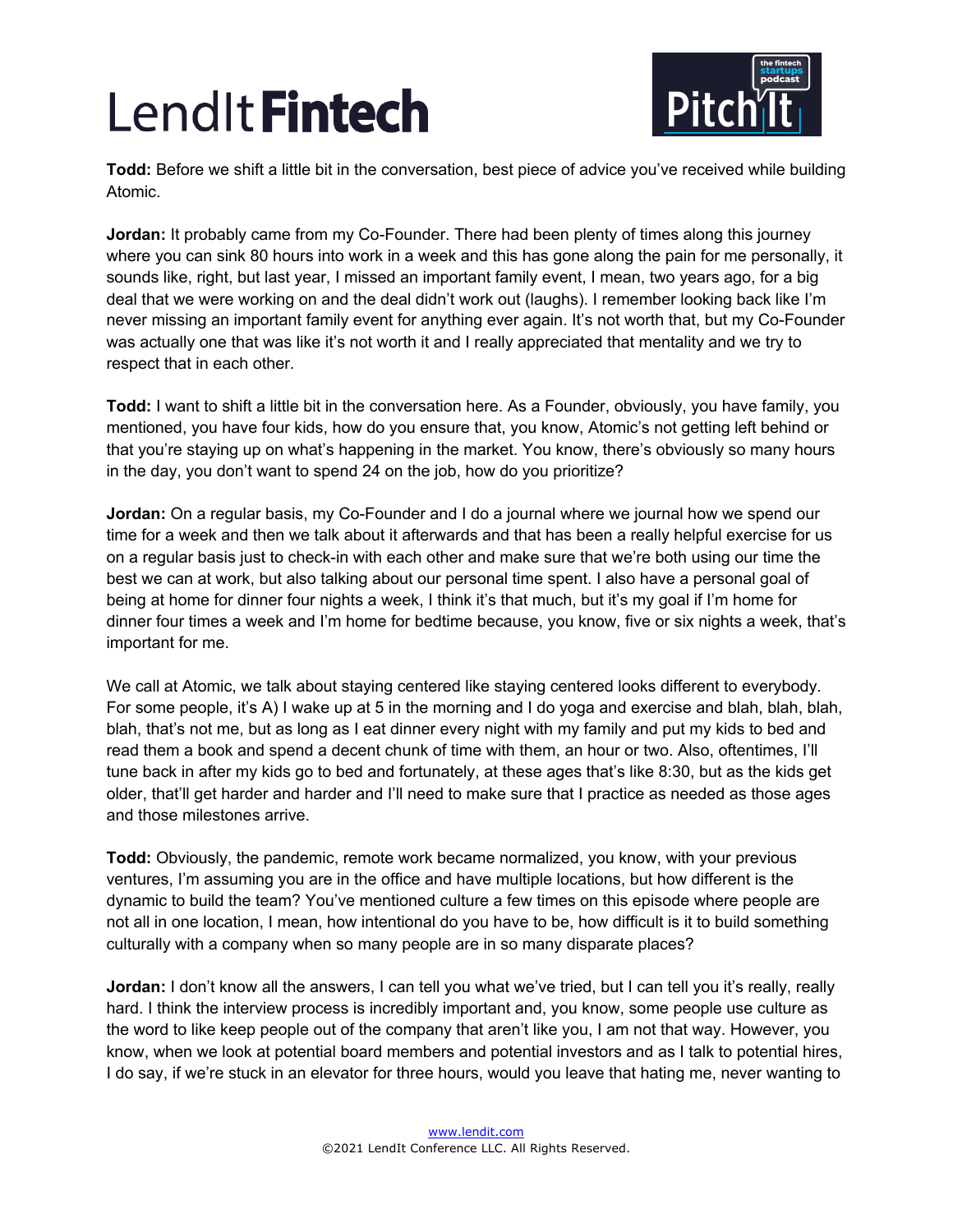**Todd:** Before we shift a little bit in the conversation, best piece of advice you've received while building Atomic.

**Jordan:** It probably came from my Co-Founder. There had been plenty of times along this journey where you can sink 80 hours into work in a week and this has gone along the pain for me personally, it sounds like, right, but last year, I missed an important family event, I mean, two years ago, for a big deal that we were working on and the deal didn't work out (laughs). I remember looking back like I'm never missing an important family event for anything ever again. It's not worth that, but my Co-Founder was actually one that was like it's not worth it and I really appreciated that mentality and we try to respect that in each other.

**Todd:** I want to shift a little bit in the conversation here. As a Founder, obviously, you have family, you mentioned, you have four kids, how do you ensure that, you know, Atomic's not getting left behind or that you're staying up on what's happening in the market. You know, there's obviously so many hours in the day, you don't want to spend 24 on the job, how do you prioritize?

**Jordan:** On a regular basis, my Co-Founder and I do a journal where we journal how we spend our time for a week and then we talk about it afterwards and that has been a really helpful exercise for us on a regular basis just to check-in with each other and make sure that we're both using our time the best we can at work, but also talking about our personal time spent. I also have a personal goal of being at home for dinner four nights a week, I think it's that much, but it's my goal if I'm home for dinner four times a week and I'm home for bedtime because, you know, five or six nights a week, that's important for me.

We call at Atomic, we talk about staying centered like staying centered looks different to everybody. For some people, it's A) I wake up at 5 in the morning and I do yoga and exercise and blah, blah, blah, that's not me, but as long as I eat dinner every night with my family and put my kids to bed and read them a book and spend a decent chunk of time with them, an hour or two. Also, oftentimes, I'll tune back in after my kids go to bed and fortunately, at these ages that's like 8:30, but as the kids get older, that'll get harder and harder and I'll need to make sure that I practice as needed as those ages and those milestones arrive.

**Todd:** Obviously, the pandemic, remote work became normalized, you know, with your previous ventures, I'm assuming you are in the office and have multiple locations, but how different is the dynamic to build the team? You've mentioned culture a few times on this episode where people are not all in one location, I mean, how intentional do you have to be, how difficult is it to build something culturally with a company when so many people are in so many disparate places?

**Jordan:** I don't know all the answers, I can tell you what we've tried, but I can tell you it's really, really hard. I think the interview process is incredibly important and, you know, some people use culture as the word to like keep people out of the company that aren't like you, I am not that way. However, you know, when we look at potential board members and potential investors and as I talk to potential hires, I do say, if we're stuck in an elevator for three hours, would you leave that hating me, never wanting to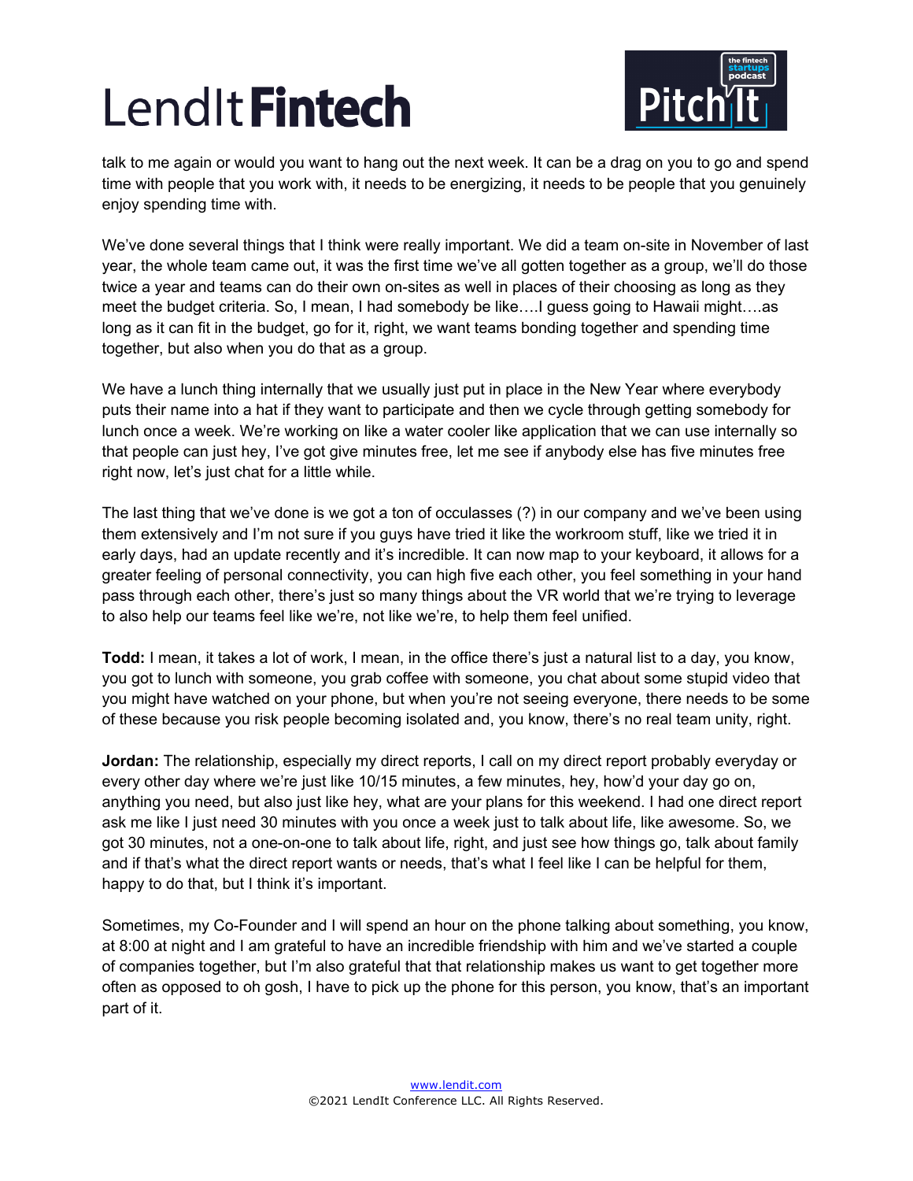talk to me again or would you want to hang out the next week. It can be a drag on you to go and spend time with people that you work with, it needs to be energizing, it needs to be people that you genuinely enjoy spending time with.

We've done several things that I think were really important. We did a team on-site in November of last year, the whole team came out, it was the first time we've all gotten together as a group, we'll do those twice a year and teams can do their own on-sites as well in places of their choosing as long as they meet the budget criteria. So, I mean, I had somebody be like….I guess going to Hawaii might….as long as it can fit in the budget, go for it, right, we want teams bonding together and spending time together, but also when you do that as a group.

We have a lunch thing internally that we usually just put in place in the New Year where everybody puts their name into a hat if they want to participate and then we cycle through getting somebody for lunch once a week. We're working on like a water cooler like application that we can use internally so that people can just hey, I've got give minutes free, let me see if anybody else has five minutes free right now, let's just chat for a little while.

The last thing that we've done is we got a ton of occulasses (?) in our company and we've been using them extensively and I'm not sure if you guys have tried it like the workroom stuff, like we tried it in early days, had an update recently and it's incredible. It can now map to your keyboard, it allows for a greater feeling of personal connectivity, you can high five each other, you feel something in your hand pass through each other, there's just so many things about the VR world that we're trying to leverage to also help our teams feel like we're, not like we're, to help them feel unified.

**Todd:** I mean, it takes a lot of work, I mean, in the office there's just a natural list to a day, you know, you got to lunch with someone, you grab coffee with someone, you chat about some stupid video that you might have watched on your phone, but when you're not seeing everyone, there needs to be some of these because you risk people becoming isolated and, you know, there's no real team unity, right.

**Jordan:** The relationship, especially my direct reports, I call on my direct report probably everyday or every other day where we're just like 10/15 minutes, a few minutes, hey, how'd your day go on, anything you need, but also just like hey, what are your plans for this weekend. I had one direct report ask me like I just need 30 minutes with you once a week just to talk about life, like awesome. So, we got 30 minutes, not a one-on-one to talk about life, right, and just see how things go, talk about family and if that's what the direct report wants or needs, that's what I feel like I can be helpful for them, happy to do that, but I think it's important.

Sometimes, my Co-Founder and I will spend an hour on the phone talking about something, you know, at 8:00 at night and I am grateful to have an incredible friendship with him and we've started a couple of companies together, but I'm also grateful that that relationship makes us want to get together more often as opposed to oh gosh, I have to pick up the phone for this person, you know, that's an important part of it.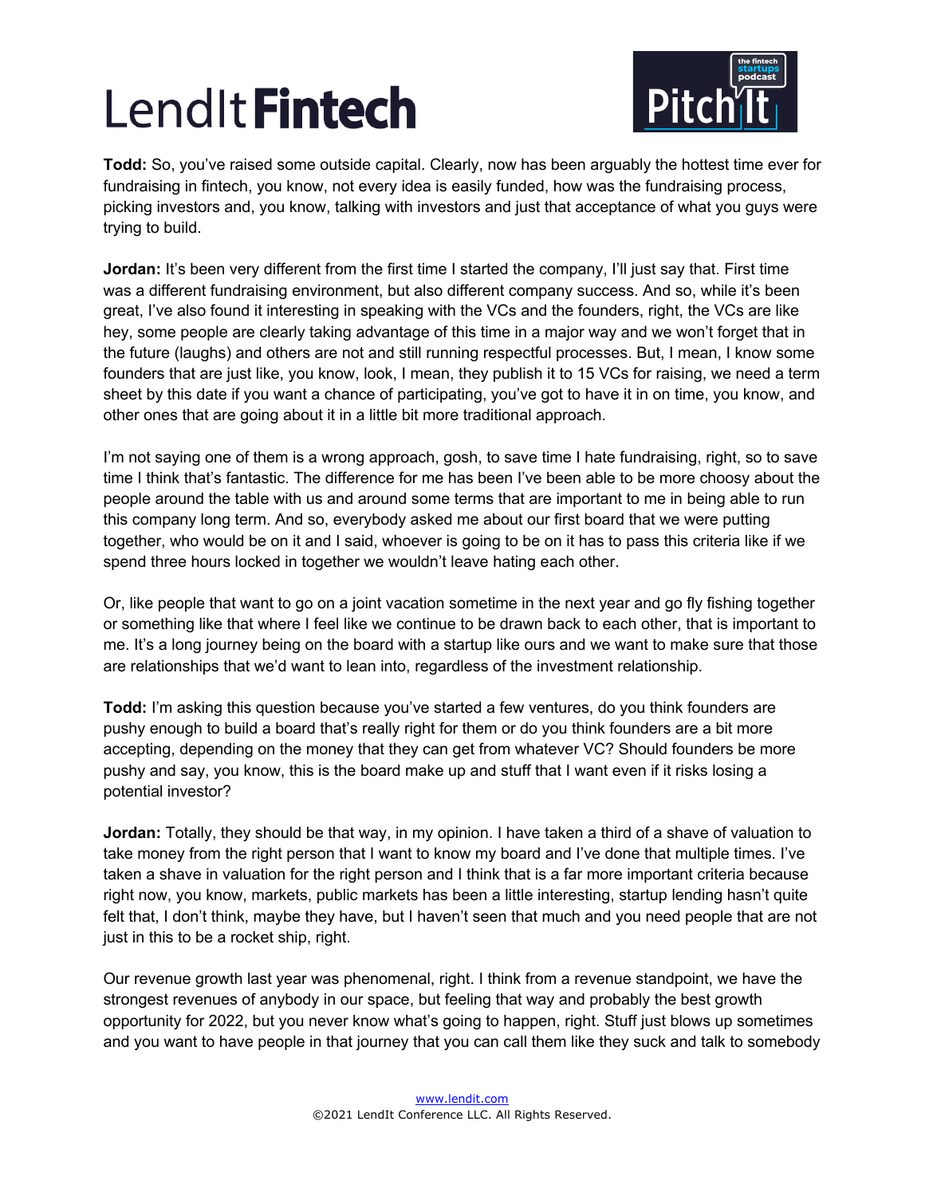**Todd:** So, you've raised some outside capital. Clearly, now has been arguably the hottest time ever for fundraising in fintech, you know, not every idea is easily funded, how was the fundraising process, picking investors and, you know, talking with investors and just that acceptance of what you guys were trying to build.

**Jordan:** It's been very different from the first time I started the company, I'll just say that. First time was a different fundraising environment, but also different company success. And so, while it's been great, I've also found it interesting in speaking with the VCs and the founders, right, the VCs are like hey, some people are clearly taking advantage of this time in a major way and we won't forget that in the future (laughs) and others are not and still running respectful processes. But, I mean, I know some founders that are just like, you know, look, I mean, they publish it to 15 VCs for raising, we need a term sheet by this date if you want a chance of participating, you've got to have it in on time, you know, and other ones that are going about it in a little bit more traditional approach.

I'm not saying one of them is a wrong approach, gosh, to save time I hate fundraising, right, so to save time I think that's fantastic. The difference for me has been I've been able to be more choosy about the people around the table with us and around some terms that are important to me in being able to run this company long term. And so, everybody asked me about our first board that we were putting together, who would be on it and I said, whoever is going to be on it has to pass this criteria like if we spend three hours locked in together we wouldn't leave hating each other.

Or, like people that want to go on a joint vacation sometime in the next year and go fly fishing together or something like that where I feel like we continue to be drawn back to each other, that is important to me. It's a long journey being on the board with a startup like ours and we want to make sure that those are relationships that we'd want to lean into, regardless of the investment relationship.

**Todd:** I'm asking this question because you've started a few ventures, do you think founders are pushy enough to build a board that's really right for them or do you think founders are a bit more accepting, depending on the money that they can get from whatever VC? Should founders be more pushy and say, you know, this is the board make up and stuff that I want even if it risks losing a potential investor?

**Jordan:** Totally, they should be that way, in my opinion. I have taken a third of a shave of valuation to take money from the right person that I want to know my board and I've done that multiple times. I've taken a shave in valuation for the right person and I think that is a far more important criteria because right now, you know, markets, public markets has been a little interesting, startup lending hasn't quite felt that, I don't think, maybe they have, but I haven't seen that much and you need people that are not just in this to be a rocket ship, right.

Our revenue growth last year was phenomenal, right. I think from a revenue standpoint, we have the strongest revenues of anybody in our space, but feeling that way and probably the best growth opportunity for 2022, but you never know what's going to happen, right. Stuff just blows up sometimes and you want to have people in that journey that you can call them like they suck and talk to somebody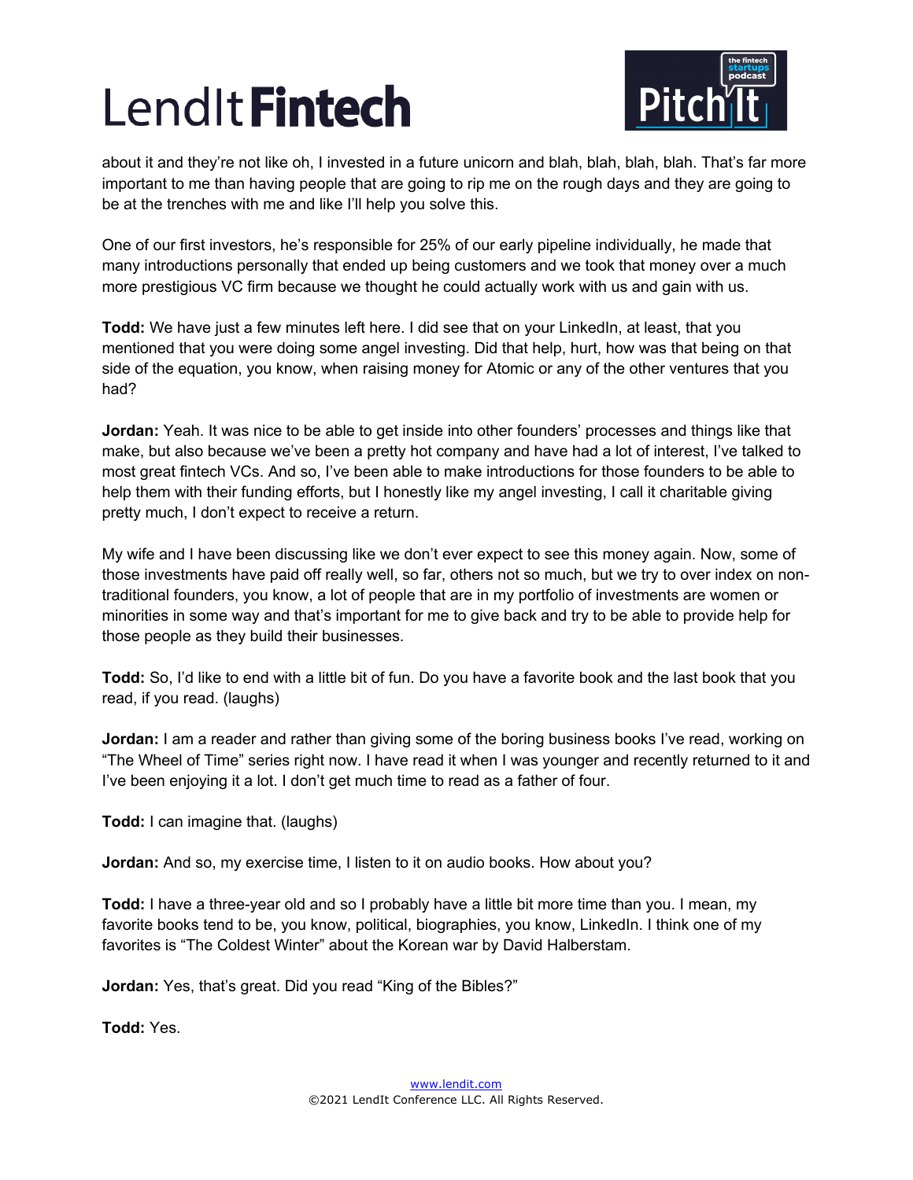about it and they're not like oh, I invested in a future unicorn and blah, blah, blah, blah. That's far more important to me than having people that are going to rip me on the rough days and they are going to be at the trenches with me and like I'll help you solve this.

One of our first investors, he's responsible for 25% of our early pipeline individually, he made that many introductions personally that ended up being customers and we took that money over a much more prestigious VC firm because we thought he could actually work with us and gain with us.

**Todd:** We have just a few minutes left here. I did see that on your LinkedIn, at least, that you mentioned that you were doing some angel investing. Did that help, hurt, how was that being on that side of the equation, you know, when raising money for Atomic or any of the other ventures that you had?

**Jordan:** Yeah. It was nice to be able to get inside into other founders' processes and things like that make, but also because we've been a pretty hot company and have had a lot of interest, I've talked to most great fintech VCs. And so, I've been able to make introductions for those founders to be able to help them with their funding efforts, but I honestly like my angel investing, I call it charitable giving pretty much, I don't expect to receive a return.

My wife and I have been discussing like we don't ever expect to see this money again. Now, some of those investments have paid off really well, so far, others not so much, but we try to over index on non-traditional founders, you know, a lot of people that are in my portfolio of investments are women or minorities in some way and that's important for me to give back and try to be able to provide help for those people as they build their businesses.

**Todd:** So, I'd like to end with a little bit of fun. Do you have a favorite book and the last book that you read, if you read. (laughs)

**Jordan:** I am a reader and rather than giving some of the boring business books I've read, working on "The Wheel of Time" series right now. I have read it when I was younger and recently returned to it and I've been enjoying it a lot. I don't get much time to read as a father of four.

**Todd:** I can imagine that. (laughs)

**Jordan:** And so, my exercise time, I listen to it on audio books. How about you?

**Todd:** I have a three-year old and so I probably have a little bit more time than you. I mean, my favorite books tend to be, you know, political, biographies, you know, LinkedIn. I think one of my favorites is "The Coldest Winter" about the Korean war by David Halberstam.

**Jordan:** Yes, that's great. Did you read "King of the Bibles?"

**Todd:** Yes.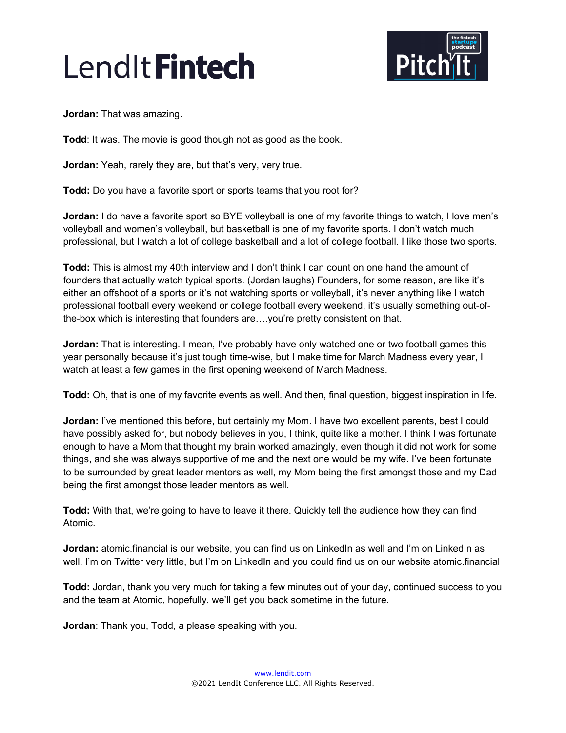**Jordan:** That was amazing.

**Todd**: It was. The movie is good though not as good as the book.

**Jordan:** Yeah, rarely they are, but that's very, very true.

**Todd:** Do you have a favorite sport or sports teams that you root for?

**Jordan:** I do have a favorite sport so BYE volleyball is one of my favorite things to watch, I love men's volleyball and women's volleyball, but basketball is one of my favorite sports. I don't watch much professional, but I watch a lot of college basketball and a lot of college football. I like those two sports.

**Todd:** This is almost my 40th interview and I don't think I can count on one hand the amount of founders that actually watch typical sports. (Jordan laughs) Founders, for some reason, are like it's either an offshoot of a sports or it's not watching sports or volleyball, it's never anything like I watch professional football every weekend or college football every weekend, it's usually something out-of-the-box which is interesting that founders are….you're pretty consistent on that.

**Jordan:** That is interesting. I mean, I've probably have only watched one or two football games this year personally because it's just tough time-wise, but I make time for March Madness every year, I watch at least a few games in the first opening weekend of March Madness.

**Todd:** Oh, that is one of my favorite events as well. And then, final question, biggest inspiration in life.

**Jordan:** I've mentioned this before, but certainly my Mom. I have two excellent parents, best I could have possibly asked for, but nobody believes in you, I think, quite like a mother. I think I was fortunate enough to have a Mom that thought my brain worked amazingly, even though it did not work for some things, and she was always supportive of me and the next one would be my wife. I've been fortunate to be surrounded by great leader mentors as well, my Mom being the first amongst those and my Dad being the first amongst those leader mentors as well.

**Todd:** With that, we're going to have to leave it there. Quickly tell the audience how they can find Atomic.

**Jordan:** atomic.financial is our website, you can find us on LinkedIn as well and I'm on LinkedIn as well. I'm on Twitter very little, but I'm on LinkedIn and you could find us on our website atomic.financial

**Todd:** Jordan, thank you very much for taking a few minutes out of your day, continued success to you and the team at Atomic, hopefully, we'll get you back sometime in the future.

**Jordan**: Thank you, Todd, a please speaking with you.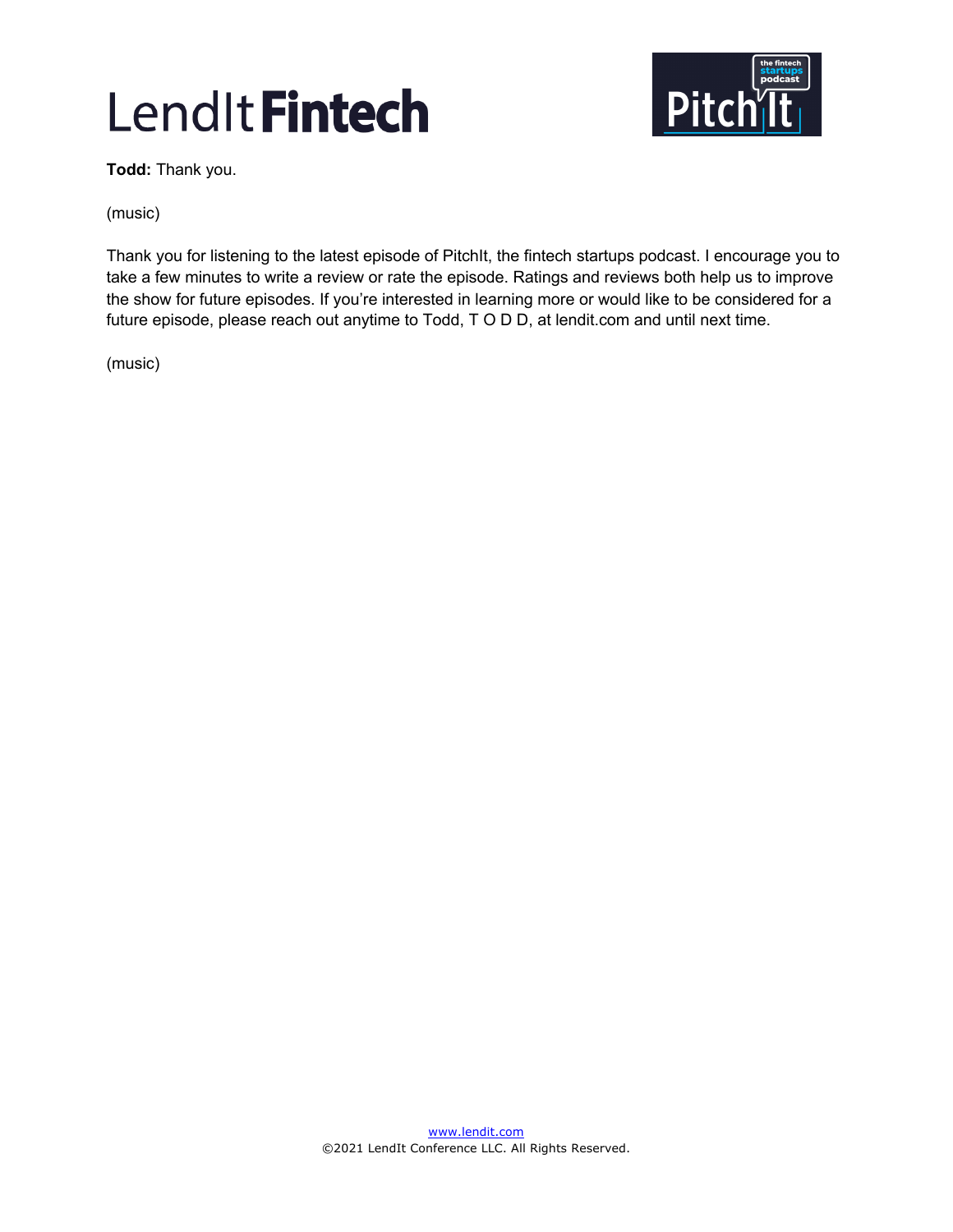**Todd:** Thank you.

(music)

Thank you for listening to the latest episode of PitchIt, the fintech startups podcast. I encourage you to take a few minutes to write a review or rate the episode. Ratings and reviews both help us to improve the show for future episodes. If you're interested in learning more or would like to be considered for a future episode, please reach out anytime to Todd, T O D D, at lendit.com and until next time.

(music)